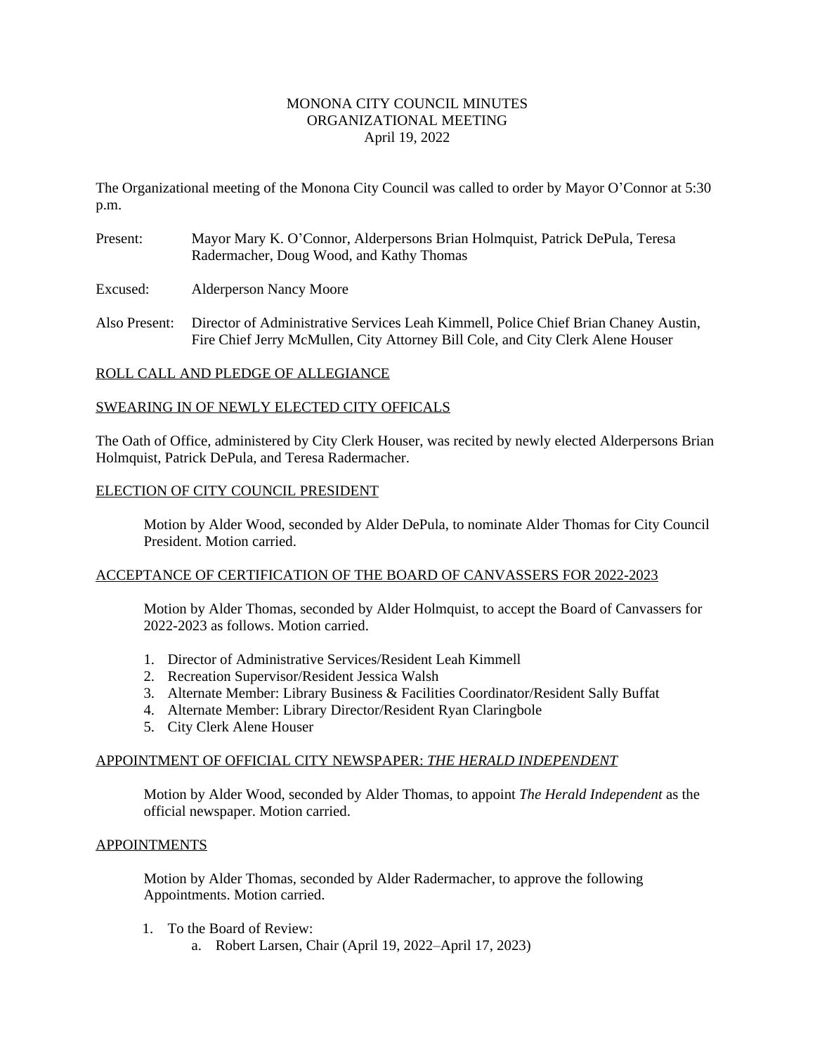# MONONA CITY COUNCIL MINUTES
## ORGANIZATIONAL MEETING
### April 19, 2022

The Organizational meeting of the Monona City Council was called to order by Mayor O'Connor at 5:30 p.m.

Present: Mayor Mary K. O'Connor, Alderpersons Brian Holmquist, Patrick DePula, Teresa Radermacher, Doug Wood, and Kathy Thomas

Excused: Alderperson Nancy Moore

Also Present: Director of Administrative Services Leah Kimmell, Police Chief Brian Chaney Austin, Fire Chief Jerry McMullen, City Attorney Bill Cole, and City Clerk Alene Houser

ROLL CALL AND PLEDGE OF ALLEGIANCE

SWEARING IN OF NEWLY ELECTED CITY OFFICALS

The Oath of Office, administered by City Clerk Houser, was recited by newly elected Alderpersons Brian Holmquist, Patrick DePula, and Teresa Radermacher.

ELECTION OF CITY COUNCIL PRESIDENT

Motion by Alder Wood, seconded by Alder DePula, to nominate Alder Thomas for City Council President. Motion carried.

ACCEPTANCE OF CERTIFICATION OF THE BOARD OF CANVASSERS FOR 2022-2023

Motion by Alder Thomas, seconded by Alder Holmquist, to accept the Board of Canvassers for 2022-2023 as follows. Motion carried.

1. Director of Administrative Services/Resident Leah Kimmell
2. Recreation Supervisor/Resident Jessica Walsh
3. Alternate Member: Library Business & Facilities Coordinator/Resident Sally Buffat
4. Alternate Member: Library Director/Resident Ryan Claringbole
5. City Clerk Alene Houser

APPOINTMENT OF OFFICIAL CITY NEWSPAPER: *THE HERALD INDEPENDENT*

Motion by Alder Wood, seconded by Alder Thomas, to appoint *The Herald Independent* as the official newspaper. Motion carried.

APPOINTMENTS

Motion by Alder Thomas, seconded by Alder Radermacher, to approve the following Appointments. Motion carried.

1. To the Board of Review:
   a. Robert Larsen, Chair (April 19, 2022–April 17, 2023)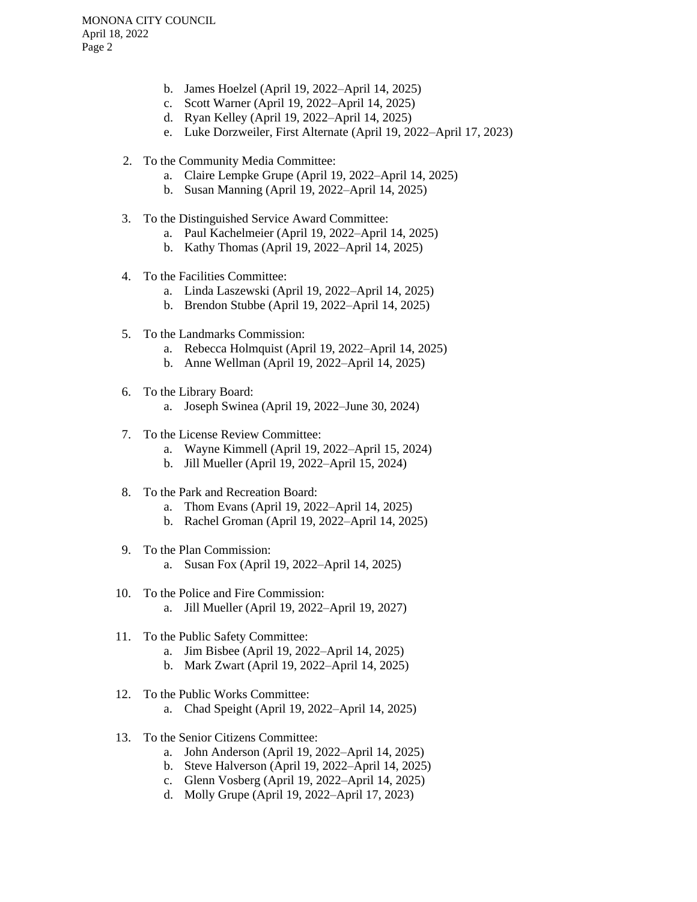b. James Hoelzel (April 19, 2022–April 14, 2025)
   c. Scott Warner (April 19, 2022–April 14, 2025)
   d. Ryan Kelley (April 19, 2022–April 14, 2025)
   e. Luke Dorzweiler, First Alternate (April 19, 2022–April 17, 2023)

2. To the Community Media Committee:
   a. Claire Lempke Grupe (April 19, 2022–April 14, 2025)
   b. Susan Manning (April 19, 2022–April 14, 2025)

3. To the Distinguished Service Award Committee:
   a. Paul Kachelmeier (April 19, 2022–April 14, 2025)
   b. Kathy Thomas (April 19, 2022–April 14, 2025)

4. To the Facilities Committee:
   a. Linda Laszewski (April 19, 2022–April 14, 2025)
   b. Brendon Stubbe (April 19, 2022–April 14, 2025)

5. To the Landmarks Commission:
   a. Rebecca Holmquist (April 19, 2022–April 14, 2025)
   b. Anne Wellman (April 19, 2022–April 14, 2025)

6. To the Library Board:
   a. Joseph Swinea (April 19, 2022–June 30, 2024)

7. To the License Review Committee:
   a. Wayne Kimmell (April 19, 2022–April 15, 2024)
   b. Jill Mueller (April 19, 2022–April 15, 2024)

8. To the Park and Recreation Board:
   a. Thom Evans (April 19, 2022–April 14, 2025)
   b. Rachel Groman (April 19, 2022–April 14, 2025)

9. To the Plan Commission:
   a. Susan Fox (April 19, 2022–April 14, 2025)

10. To the Police and Fire Commission:
    a. Jill Mueller (April 19, 2022–April 19, 2027)

11. To the Public Safety Committee:
    a. Jim Bisbee (April 19, 2022–April 14, 2025)
    b. Mark Zwart (April 19, 2022–April 14, 2025)

12. To the Public Works Committee:
    a. Chad Speight (April 19, 2022–April 14, 2025)

13. To the Senior Citizens Committee:
    a. John Anderson (April 19, 2022–April 14, 2025)
    b. Steve Halverson (April 19, 2022–April 14, 2025)
    c. Glenn Vosberg (April 19, 2022–April 14, 2025)
    d. Molly Grupe (April 19, 2022–April 17, 2023)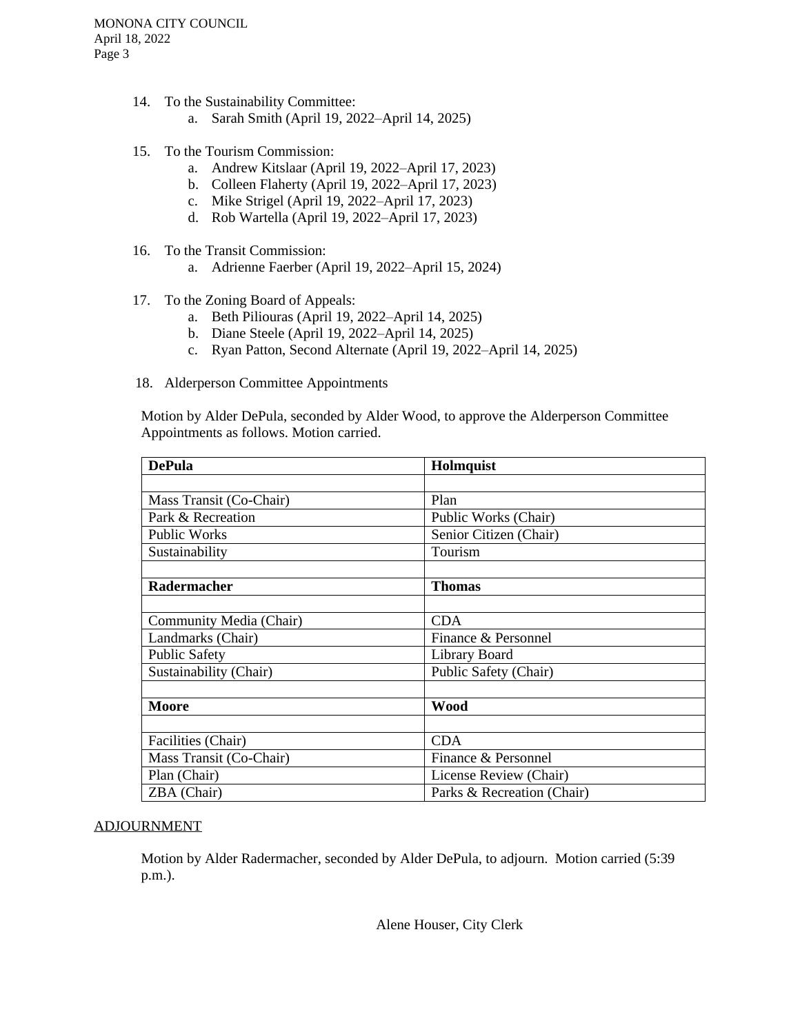14. To the Sustainability Committee:
    a. Sarah Smith (April 19, 2022–April 14, 2025)

15. To the Tourism Commission:
    a. Andrew Kitslaar (April 19, 2022–April 17, 2023)
    b. Colleen Flaherty (April 19, 2022–April 17, 2023)
    c. Mike Strigel (April 19, 2022–April 17, 2023)
    d. Rob Wartella (April 19, 2022–April 17, 2023)

16. To the Transit Commission:
    a. Adrienne Faerber (April 19, 2022–April 15, 2024)

17. To the Zoning Board of Appeals:
    a. Beth Piliouras (April 19, 2022–April 14, 2025)
    b. Diane Steele (April 19, 2022–April 14, 2025)
    c. Ryan Patton, Second Alternate (April 19, 2022–April 14, 2025)

18. Alderperson Committee Appointments

Motion by Alder DePula, seconded by Alder Wood, to approve the Alderperson Committee Appointments as follows. Motion carried.

| **DePula** | **Holmquist** |
|---|---|
| | |
| Mass Transit (Co-Chair) | Plan |
| Park & Recreation | Public Works (Chair) |
| Public Works | Senior Citizen (Chair) |
| Sustainability | Tourism |
| | |
| **Radermacher** | **Thomas** |
| | |
| Community Media (Chair) | CDA |
| Landmarks (Chair) | Finance & Personnel |
| Public Safety | Library Board |
| Sustainability (Chair) | Public Safety (Chair) |
| | |
| **Moore** | **Wood** |
| | |
| Facilities (Chair) | CDA |
| Mass Transit (Co-Chair) | Finance & Personnel |
| Plan (Chair) | License Review (Chair) |
| ZBA (Chair) | Parks & Recreation (Chair) |

ADJOURNMENT

Motion by Alder Radermacher, seconded by Alder DePula, to adjourn. Motion carried (5:39 p.m.).

Alene Houser, City Clerk